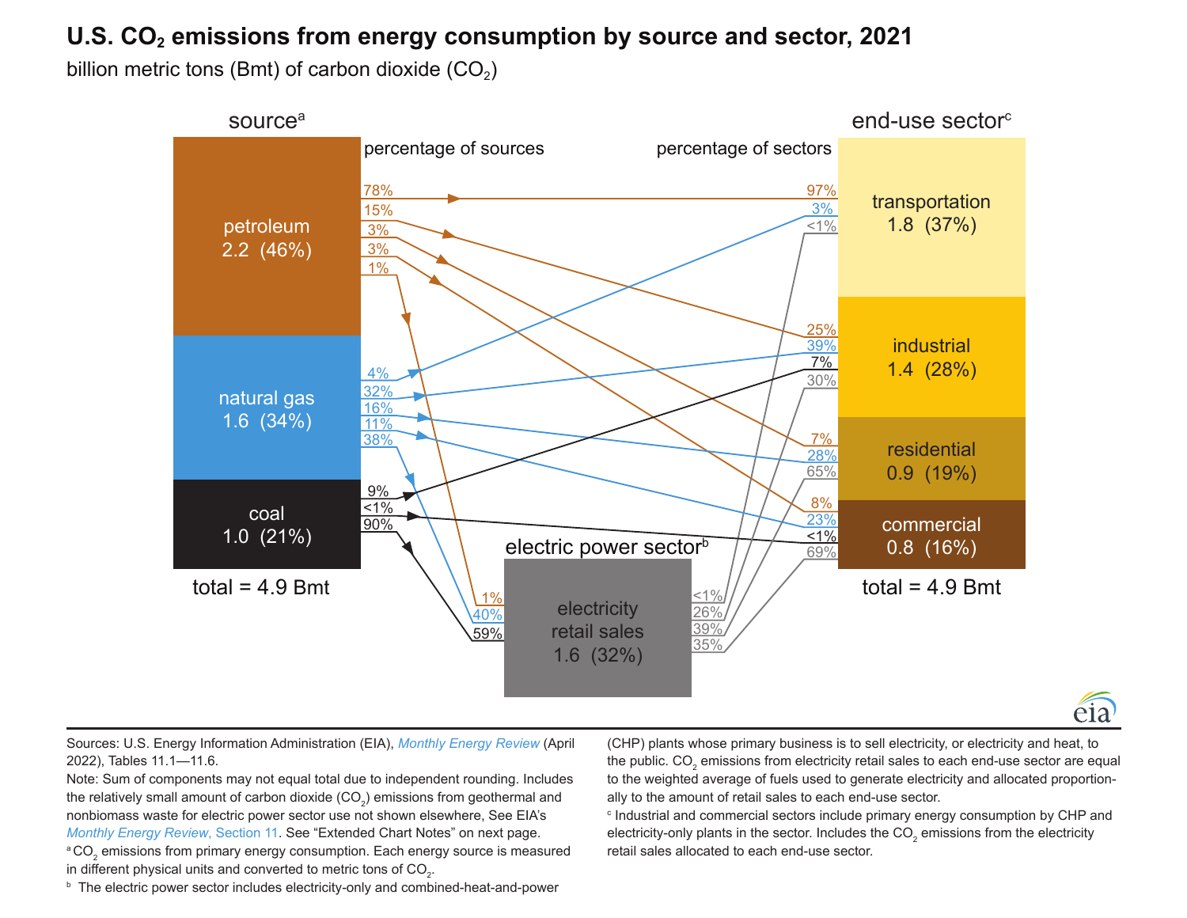# U.S. $CO_2$ emissions from energy consumption by source and sector, 2021

billion metric tons (Bmt) of carbon dioxide ($CO_2$)

**source[a]** — percentage of sources

| Source | Bmt (share) | to transportation | to industrial | to residential | to commercial | to electric power sector |
|---|---|---|---|---|---|---|
| petroleum | 2.2 (46%) | 78% | 15% | 3% | 3% | 1% |
| natural gas | 1.6 (34%) | 4% | 32% | 16% | 11% | 38% |
| coal | 1.0 (21%) | | 9% | | <1% | 90% |

total = 4.9 Bmt

**end-use sector[c]** — percentage of sectors

| End-use sector | Bmt (share) | from petroleum | from natural gas | from coal | from electricity retail sales |
|---|---|---|---|---|---|
| transportation | 1.8 (37%) | 97% | 3% | | <1% |
| industrial | 1.4 (28%) | 25% | 39% | 7% | 30% |
| residential | 0.9 (19%) | 7% | 28% | | 65% |
| commercial | 0.8 (16%) | 8% | 23% | <1% | 69% |

total = 4.9 Bmt

**electric power sector[b]**

electricity retail sales 1.6 (32%)

| | Share |
|---|---|
| from petroleum | 1% |
| from natural gas | 40% |
| from coal | 59% |
| to transportation | <1% |
| to industrial | 26% |
| to residential | 39% |
| to commercial | 35% |

Sources: U.S. Energy Information Administration (EIA), *Monthly Energy Review* (April 2022), Tables 11.1—11.6.

Note: Sum of components may not equal total due to independent rounding. Includes the relatively small amount of carbon dioxide ($CO_2$) emissions from geothermal and nonbiomass waste for electric power sector use not shown elsewhere, See EIA's *Monthly Energy Review*, Section 11. See "Extended Chart Notes" on next page.

[a] $CO_2$ emissions from primary energy consumption. Each energy source is measured in different physical units and converted to metric tons of $CO_2$.

[b] The electric power sector includes electricity-only and combined-heat-and-power (CHP) plants whose primary business is to sell electricity, or electricity and heat, to the public. $CO_2$ emissions from electricity retail sales to each end-use sector are equal to the weighted average of fuels used to generate electricity and allocated proportionally to the amount of retail sales to each end-use sector.

[c] Industrial and commercial sectors include primary energy consumption by CHP and electricity-only plants in the sector. Includes the $CO_2$ emissions from the electricity retail sales allocated to each end-use sector.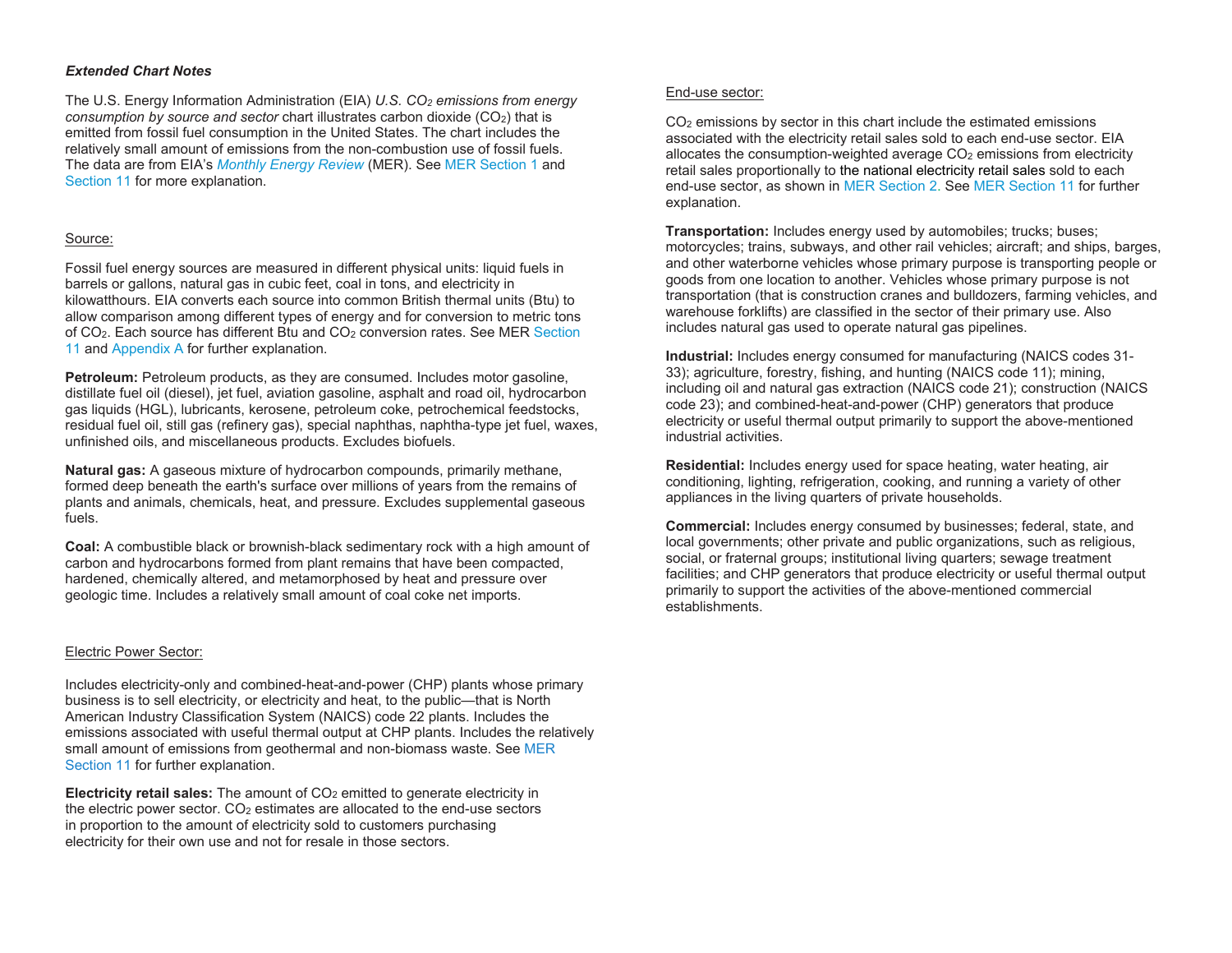***Extended Chart Notes***

The U.S. Energy Information Administration (EIA) *U.S. $CO_2$ emissions from energy consumption by source and sector* chart illustrates carbon dioxide ($CO_2$) that is emitted from fossil fuel consumption in the United States. The chart includes the relatively small amount of emissions from the non-combustion use of fossil fuels. The data are from EIA's *Monthly Energy Review* (MER). See MER Section 1 and Section 11 for more explanation.

Source:

Fossil fuel energy sources are measured in different physical units: liquid fuels in barrels or gallons, natural gas in cubic feet, coal in tons, and electricity in kilowatthours. EIA converts each source into common British thermal units (Btu) to allow comparison among different types of energy and for conversion to metric tons of $CO_2$. Each source has different Btu and $CO_2$ conversion rates. See MER Section 11 and Appendix A for further explanation.

**Petroleum:** Petroleum products, as they are consumed. Includes motor gasoline, distillate fuel oil (diesel), jet fuel, aviation gasoline, asphalt and road oil, hydrocarbon gas liquids (HGL), lubricants, kerosene, petroleum coke, petrochemical feedstocks, residual fuel oil, still gas (refinery gas), special naphthas, naphtha-type jet fuel, waxes, unfinished oils, and miscellaneous products. Excludes biofuels.

**Natural gas:** A gaseous mixture of hydrocarbon compounds, primarily methane, formed deep beneath the earth's surface over millions of years from the remains of plants and animals, chemicals, heat, and pressure. Excludes supplemental gaseous fuels.

**Coal:** A combustible black or brownish-black sedimentary rock with a high amount of carbon and hydrocarbons formed from plant remains that have been compacted, hardened, chemically altered, and metamorphosed by heat and pressure over geologic time. Includes a relatively small amount of coal coke net imports.

Electric Power Sector:

Includes electricity-only and combined-heat-and-power (CHP) plants whose primary business is to sell electricity, or electricity and heat, to the public—that is North American Industry Classification System (NAICS) code 22 plants. Includes the emissions associated with useful thermal output at CHP plants. Includes the relatively small amount of emissions from geothermal and non-biomass waste. See MER Section 11 for further explanation.

**Electricity retail sales:** The amount of $CO_2$ emitted to generate electricity in the electric power sector. $CO_2$ estimates are allocated to the end-use sectors in proportion to the amount of electricity sold to customers purchasing electricity for their own use and not for resale in those sectors.

End-use sector:

$CO_2$ emissions by sector in this chart include the estimated emissions associated with the electricity retail sales sold to each end-use sector. EIA allocates the consumption-weighted average $CO_2$ emissions from electricity retail sales proportionally to the national electricity retail sales sold to each end-use sector, as shown in MER Section 2. See MER Section 11 for further explanation.

**Transportation:** Includes energy used by automobiles; trucks; buses; motorcycles; trains, subways, and other rail vehicles; aircraft; and ships, barges, and other waterborne vehicles whose primary purpose is transporting people or goods from one location to another. Vehicles whose primary purpose is not transportation (that is construction cranes and bulldozers, farming vehicles, and warehouse forklifts) are classified in the sector of their primary use. Also includes natural gas used to operate natural gas pipelines.

**Industrial:** Includes energy consumed for manufacturing (NAICS codes 31-33); agriculture, forestry, fishing, and hunting (NAICS code 11); mining, including oil and natural gas extraction (NAICS code 21); construction (NAICS code 23); and combined-heat-and-power (CHP) generators that produce electricity or useful thermal output primarily to support the above-mentioned industrial activities.

**Residential:** Includes energy used for space heating, water heating, air conditioning, lighting, refrigeration, cooking, and running a variety of other appliances in the living quarters of private households.

**Commercial:** Includes energy consumed by businesses; federal, state, and local governments; other private and public organizations, such as religious, social, or fraternal groups; institutional living quarters; sewage treatment facilities; and CHP generators that produce electricity or useful thermal output primarily to support the activities of the above-mentioned commercial establishments.